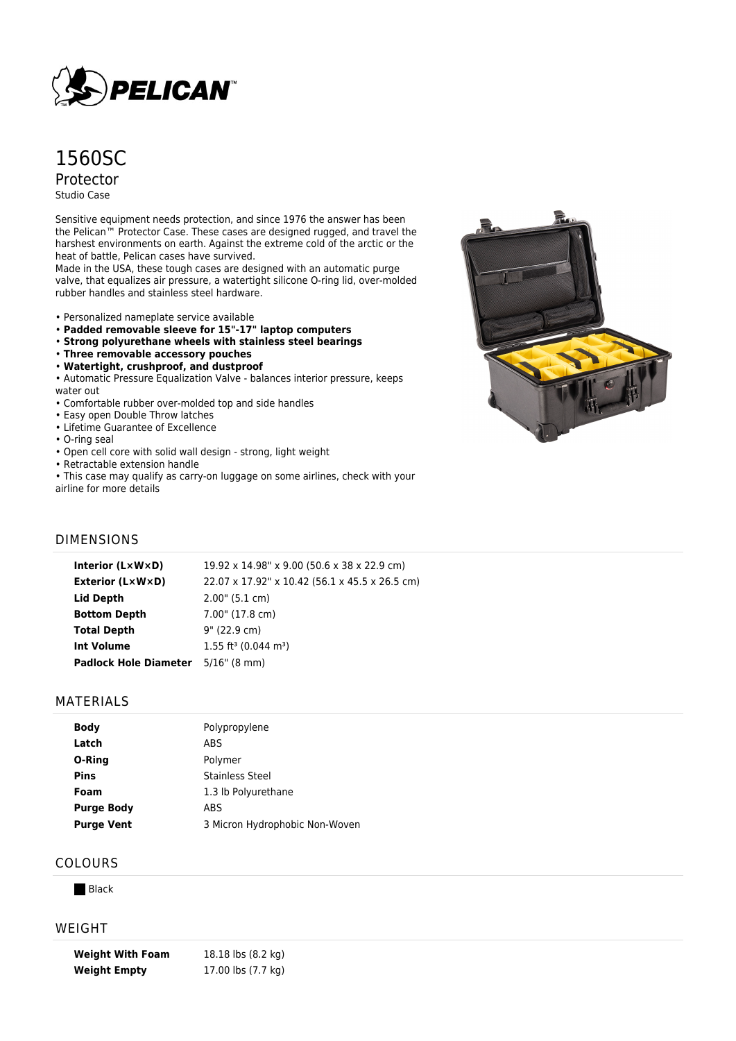# 1560SC

## Protector

Studio Case

Sensitive equipment needs protection, and since 1976 the answer has been the Pelican™ Protector Case. These cases are designed rugged, and travel the harshest environments on earth. Against the extreme cold of the arctic or the heat of battle, Pelican cases have survived.
Made in the USA, these tough cases are designed with an automatic purge valve, that equalizes air pressure, a watertight silicone O-ring lid, over-molded rubber handles and stainless steel hardware.

- Personalized nameplate service available
- **Padded removable sleeve for 15"-17" laptop computers**
- **Strong polyurethane wheels with stainless steel bearings**
- **Three removable accessory pouches**
- **Watertight, crushproof, and dustproof**
- Automatic Pressure Equalization Valve - balances interior pressure, keeps water out
- Comfortable rubber over-molded top and side handles
- Easy open Double Throw latches
- Lifetime Guarantee of Excellence
- O-ring seal
- Open cell core with solid wall design - strong, light weight
- Retractable extension handle
- This case may qualify as carry-on luggage on some airlines, check with your airline for more details

## DIMENSIONS

| | |
|---|---|
| **Interior (L×W×D)** | 19.92 x 14.98" x 9.00 (50.6 x 38 x 22.9 cm) |
| **Exterior (L×W×D)** | 22.07 x 17.92" x 10.42 (56.1 x 45.5 x 26.5 cm) |
| **Lid Depth** | 2.00" (5.1 cm) |
| **Bottom Depth** | 7.00" (17.8 cm) |
| **Total Depth** | 9" (22.9 cm) |
| **Int Volume** | 1.55 $ft^3$ (0.044 $m^3$) |
| **Padlock Hole Diameter** | 5/16" (8 mm) |

## MATERIALS

| | |
|---|---|
| **Body** | Polypropylene |
| **Latch** | ABS |
| **O-Ring** | Polymer |
| **Pins** | Stainless Steel |
| **Foam** | 1.3 lb Polyurethane |
| **Purge Body** | ABS |
| **Purge Vent** | 3 Micron Hydrophobic Non-Woven |

## COLOURS

Black

## WEIGHT

| | |
|---|---|
| **Weight With Foam** | 18.18 lbs (8.2 kg) |
| **Weight Empty** | 17.00 lbs (7.7 kg) |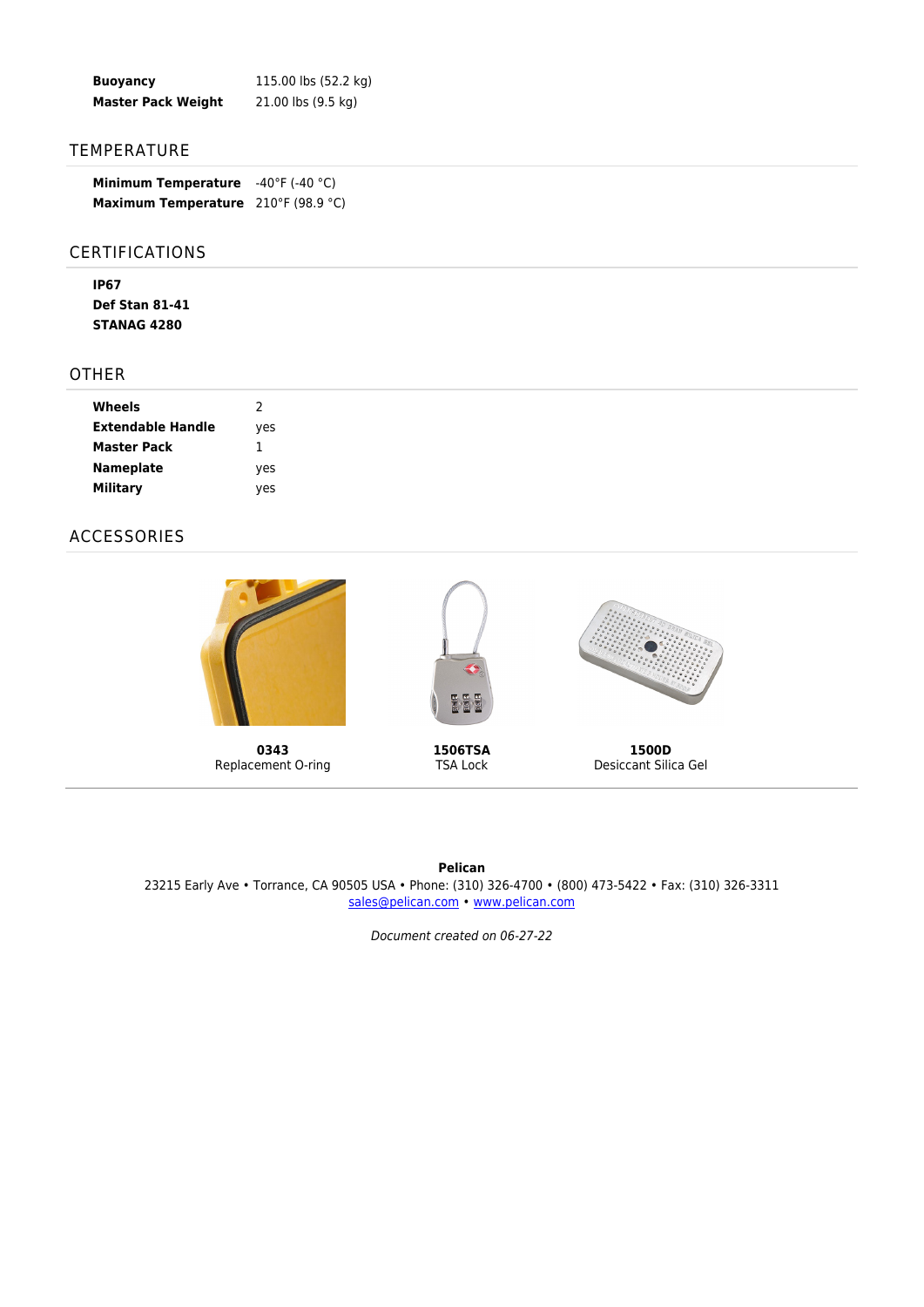| | |
|---|---|
| **Buoyancy** | 115.00 lbs (52.2 kg) |
| **Master Pack Weight** | 21.00 lbs (9.5 kg) |

## TEMPERATURE

| | |
|---|---|
| **Minimum Temperature** | -40°F (-40 °C) |
| **Maximum Temperature** | 210°F (98.9 °C) |

## CERTIFICATIONS

**IP67**
**Def Stan 81-41**
**STANAG 4280**

## OTHER

| | |
|---|---|
| **Wheels** | 2 |
| **Extendable Handle** | yes |
| **Master Pack** | 1 |
| **Nameplate** | yes |
| **Military** | yes |

## ACCESSORIES

**0343**
Replacement O-ring

**1506TSA**
TSA Lock

**1500D**
Desiccant Silica Gel

**Pelican**
23215 Early Ave • Torrance, CA 90505 USA • Phone: (310) 326-4700 • (800) 473-5422 • Fax: (310) 326-3311
sales@pelican.com • www.pelican.com

*Document created on 06-27-22*